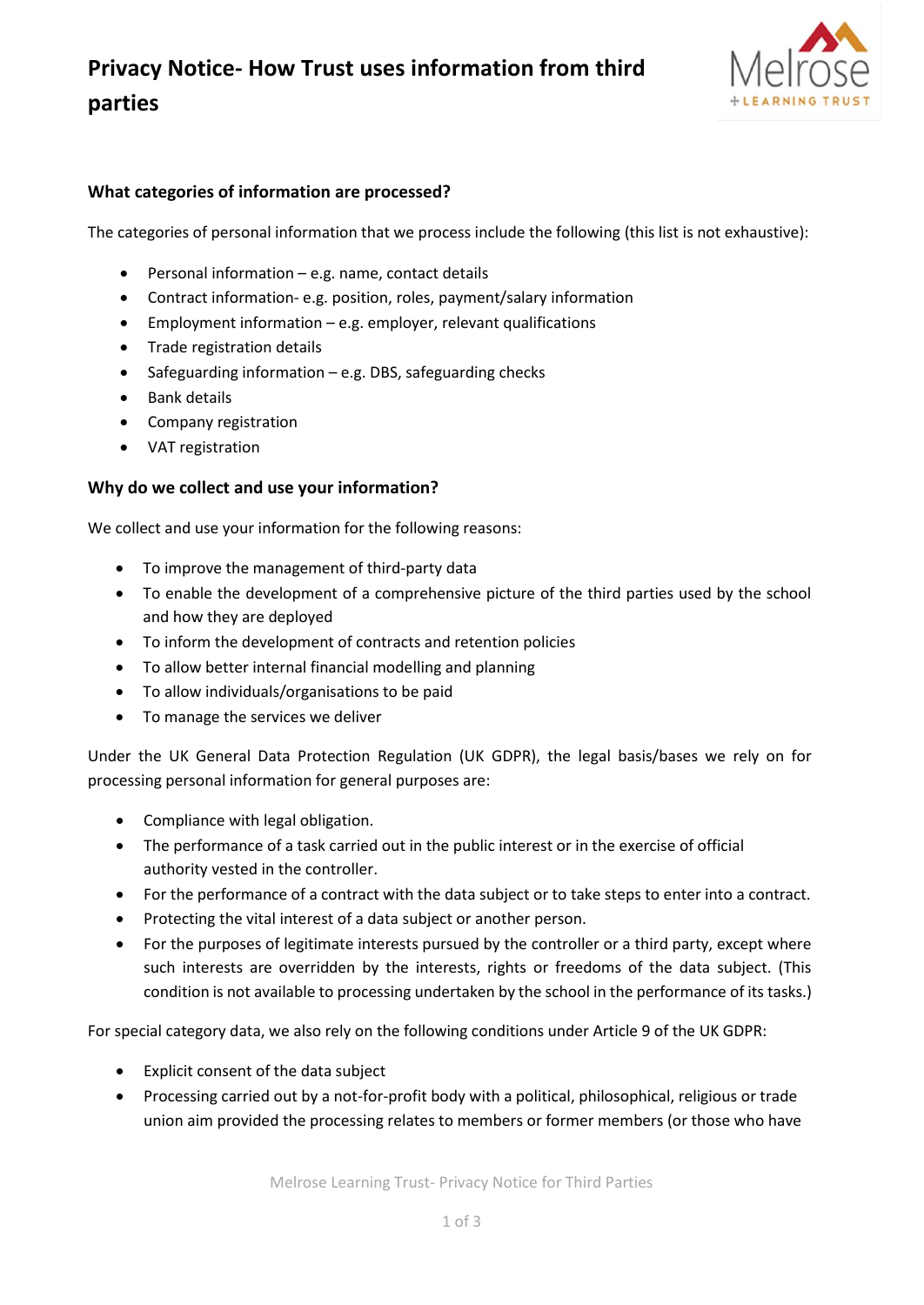# Privacy Notice- How Trust uses information from third parties

### What categories of information are processed?

The categories of personal information that we process include the following (this list is not exhaustive):

- Personal information – e.g. name, contact details
- Contract information- e.g. position, roles, payment/salary information
- Employment information – e.g. employer, relevant qualifications
- Trade registration details
- Safeguarding information – e.g. DBS, safeguarding checks
- Bank details
- Company registration
- VAT registration

### Why do we collect and use your information?

We collect and use your information for the following reasons:

- To improve the management of third-party data
- To enable the development of a comprehensive picture of the third parties used by the school and how they are deployed
- To inform the development of contracts and retention policies
- To allow better internal financial modelling and planning
- To allow individuals/organisations to be paid
- To manage the services we deliver

Under the UK General Data Protection Regulation (UK GDPR), the legal basis/bases we rely on for processing personal information for general purposes are:

- Compliance with legal obligation.
- The performance of a task carried out in the public interest or in the exercise of official authority vested in the controller.
- For the performance of a contract with the data subject or to take steps to enter into a contract.
- Protecting the vital interest of a data subject or another person.
- For the purposes of legitimate interests pursued by the controller or a third party, except where such interests are overridden by the interests, rights or freedoms of the data subject. (This condition is not available to processing undertaken by the school in the performance of its tasks.)

For special category data, we also rely on the following conditions under Article 9 of the UK GDPR:

- Explicit consent of the data subject
- Processing carried out by a not-for-profit body with a political, philosophical, religious or trade union aim provided the processing relates to members or former members (or those who have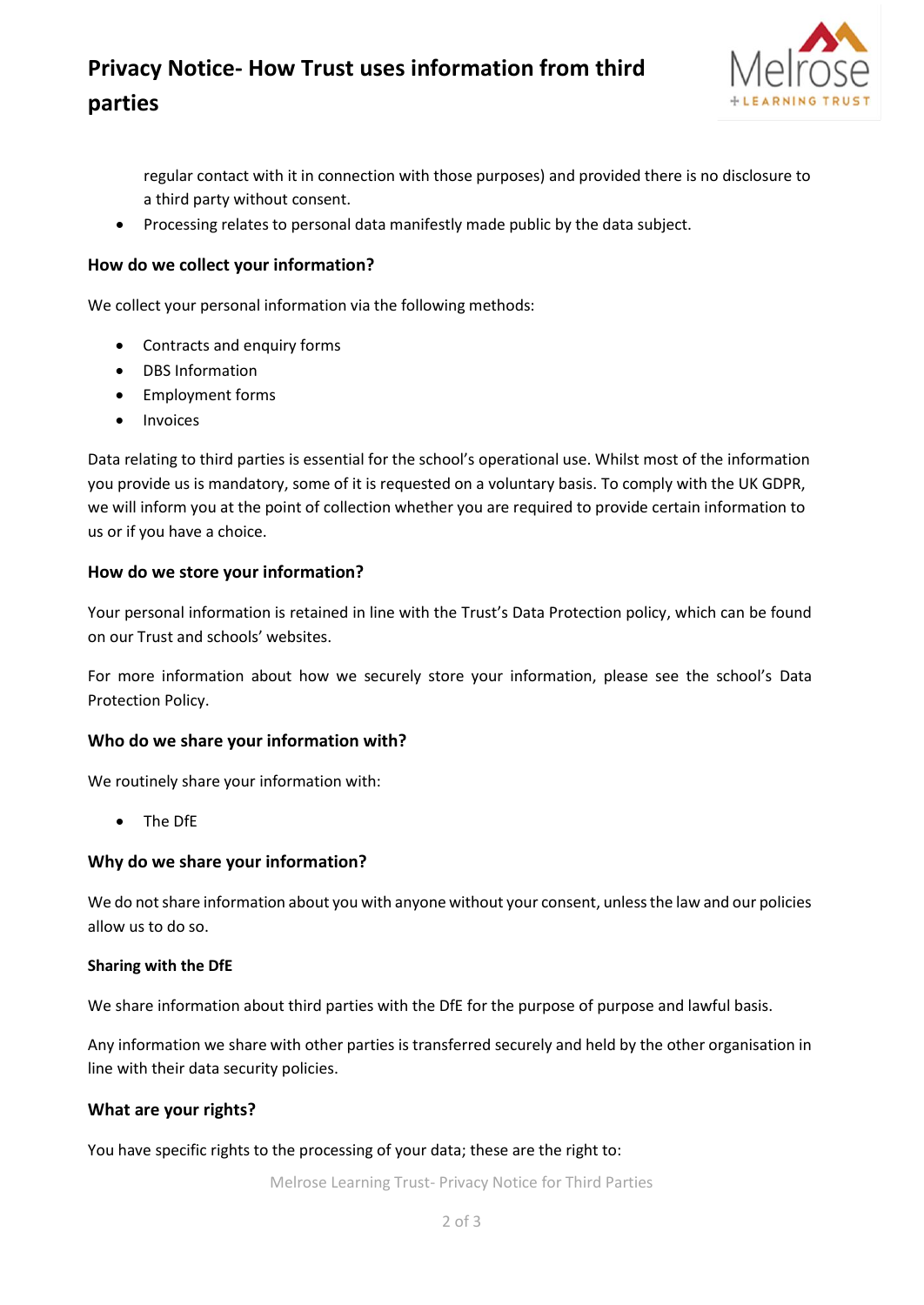regular contact with it in connection with those purposes) and provided there is no disclosure to a third party without consent.

- Processing relates to personal data manifestly made public by the data subject.

### How do we collect your information?

We collect your personal information via the following methods:

- Contracts and enquiry forms
- DBS Information
- Employment forms
- Invoices

Data relating to third parties is essential for the school's operational use. Whilst most of the information you provide us is mandatory, some of it is requested on a voluntary basis. To comply with the UK GDPR, we will inform you at the point of collection whether you are required to provide certain information to us or if you have a choice.

### How do we store your information?

Your personal information is retained in line with the Trust's Data Protection policy, which can be found on our Trust and schools' websites.

For more information about how we securely store your information, please see the school's Data Protection Policy.

### Who do we share your information with?

We routinely share your information with:

- The DfE

### Why do we share your information?

We do not share information about you with anyone without your consent, unless the law and our policies allow us to do so.

#### Sharing with the DfE

We share information about third parties with the DfE for the purpose of purpose and lawful basis.

Any information we share with other parties is transferred securely and held by the other organisation in line with their data security policies.

### What are your rights?

You have specific rights to the processing of your data; these are the right to: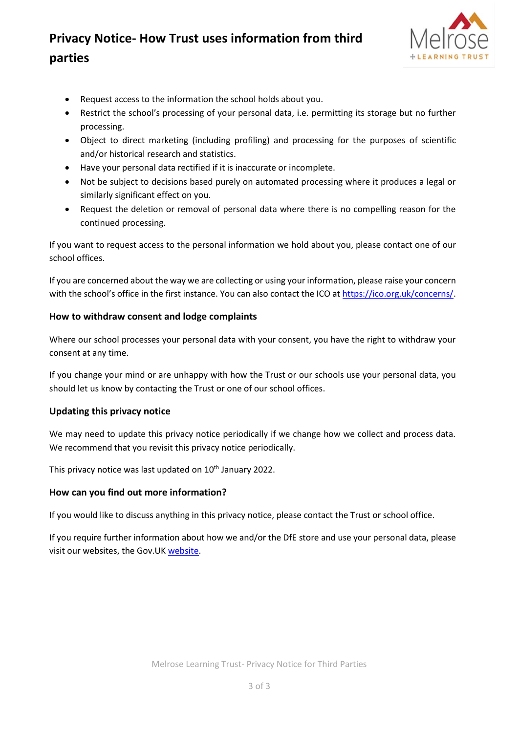- Request access to the information the school holds about you.
- Restrict the school's processing of your personal data, i.e. permitting its storage but no further processing.
- Object to direct marketing (including profiling) and processing for the purposes of scientific and/or historical research and statistics.
- Have your personal data rectified if it is inaccurate or incomplete.
- Not be subject to decisions based purely on automated processing where it produces a legal or similarly significant effect on you.
- Request the deletion or removal of personal data where there is no compelling reason for the continued processing.

If you want to request access to the personal information we hold about you, please contact one of our school offices.

If you are concerned about the way we are collecting or using your information, please raise your concern with the school's office in the first instance. You can also contact the ICO at [https://ico.org.uk/concerns/](https://ico.org.uk/concerns/).

### How to withdraw consent and lodge complaints

Where our school processes your personal data with your consent, you have the right to withdraw your consent at any time.

If you change your mind or are unhappy with how the Trust or our schools use your personal data, you should let us know by contacting the Trust or one of our school offices.

### Updating this privacy notice

We may need to update this privacy notice periodically if we change how we collect and process data. We recommend that you revisit this privacy notice periodically.

This privacy notice was last updated on 10th January 2022.

### How can you find out more information?

If you would like to discuss anything in this privacy notice, please contact the Trust or school office.

If you require further information about how we and/or the DfE store and use your personal data, please visit our websites, the Gov.UK website.